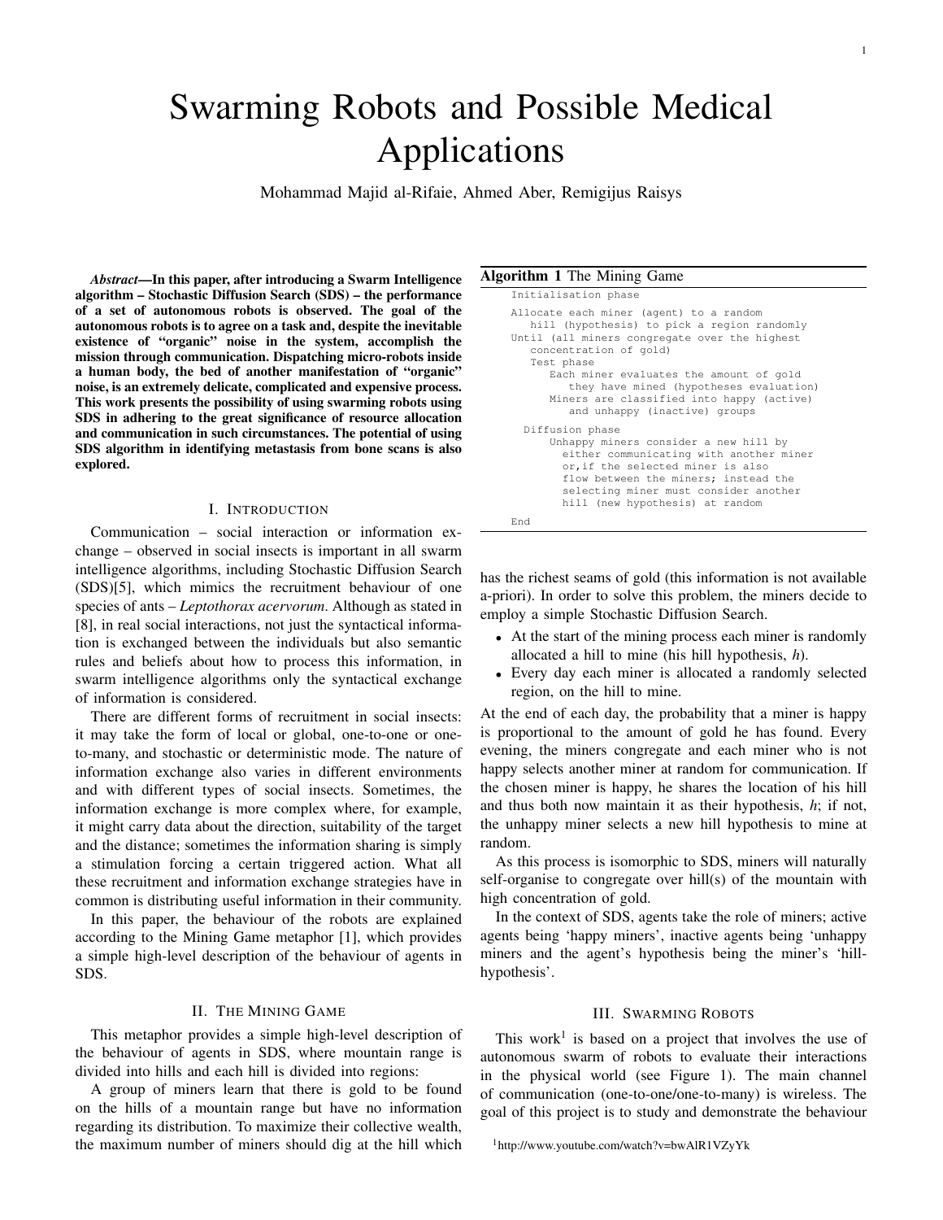# Swarming Robots and Possible Medical Applications

Mohammad Majid al-Rifaie, Ahmed Aber, Remigijus Raisys

***Abstract*—In this paper, after introducing a Swarm Intelligence algorithm – Stochastic Diffusion Search (SDS) – the performance of a set of autonomous robots is observed. The goal of the autonomous robots is to agree on a task and, despite the inevitable existence of "organic" noise in the system, accomplish the mission through communication. Dispatching micro-robots inside a human body, the bed of another manifestation of "organic" noise, is an extremely delicate, complicated and expensive process. This work presents the possibility of using swarming robots using SDS in adhering to the great significance of resource allocation and communication in such circumstances. The potential of using SDS algorithm in identifying metastasis from bone scans is also explored.**

## I. Introduction

Communication – social interaction or information exchange – observed in social insects is important in all swarm intelligence algorithms, including Stochastic Diffusion Search (SDS)[5], which mimics the recruitment behaviour of one species of ants – *Leptothorax acervorum*. Although as stated in [8], in real social interactions, not just the syntactical information is exchanged between the individuals but also semantic rules and beliefs about how to process this information, in swarm intelligence algorithms only the syntactical exchange of information is considered.

There are different forms of recruitment in social insects: it may take the form of local or global, one-to-one or one-to-many, and stochastic or deterministic mode. The nature of information exchange also varies in different environments and with different types of social insects. Sometimes, the information exchange is more complex where, for example, it might carry data about the direction, suitability of the target and the distance; sometimes the information sharing is simply a stimulation forcing a certain triggered action. What all these recruitment and information exchange strategies have in common is distributing useful information in their community.

In this paper, the behaviour of the robots are explained according to the Mining Game metaphor [1], which provides a simple high-level description of the behaviour of agents in SDS.

## II. The Mining Game

This metaphor provides a simple high-level description of the behaviour of agents in SDS, where mountain range is divided into hills and each hill is divided into regions:

A group of miners learn that there is gold to be found on the hills of a mountain range but have no information regarding its distribution. To maximize their collective wealth, the maximum number of miners should dig at the hill which has the richest seams of gold (this information is not available a-priori). In order to solve this problem, the miners decide to employ a simple Stochastic Diffusion Search.

- At the start of the mining process each miner is randomly allocated a hill to mine (his hill hypothesis, *h*).
- Every day each miner is allocated a randomly selected region, on the hill to mine.

At the end of each day, the probability that a miner is happy is proportional to the amount of gold he has found. Every evening, the miners congregate and each miner who is not happy selects another miner at random for communication. If the chosen miner is happy, he shares the location of his hill and thus both now maintain it as their hypothesis, *h*; if not, the unhappy miner selects a new hill hypothesis to mine at random.

As this process is isomorphic to SDS, miners will naturally self-organise to congregate over hill(s) of the mountain with high concentration of gold.

In the context of SDS, agents take the role of miners; active agents being 'happy miners', inactive agents being 'unhappy miners and the agent's hypothesis being the miner's 'hill-hypothesis'.

**Algorithm 1** The Mining Game

```
Initialisation phase

Allocate each miner (agent) to a random
   hill (hypothesis) to pick a region randomly
Until (all miners congregate over the highest
   concentration of gold)
   Test phase
      Each miner evaluates the amount of gold
         they have mined (hypotheses evaluation)
      Miners are classified into happy (active)
         and unhappy (inactive) groups

  Diffusion phase
      Unhappy miners consider a new hill by
        either communicating with another miner
        or,if the selected miner is also
        flow between the miners; instead the
        selecting miner must consider another
        hill (new hypothesis) at random
End
```

## III. Swarming Robots

This work[1] is based on a project that involves the use of autonomous swarm of robots to evaluate their interactions in the physical world (see Figure 1). The main channel of communication (one-to-one/one-to-many) is wireless. The goal of this project is to study and demonstrate the behaviour

[1] http://www.youtube.com/watch?v=bwAlR1VZyYk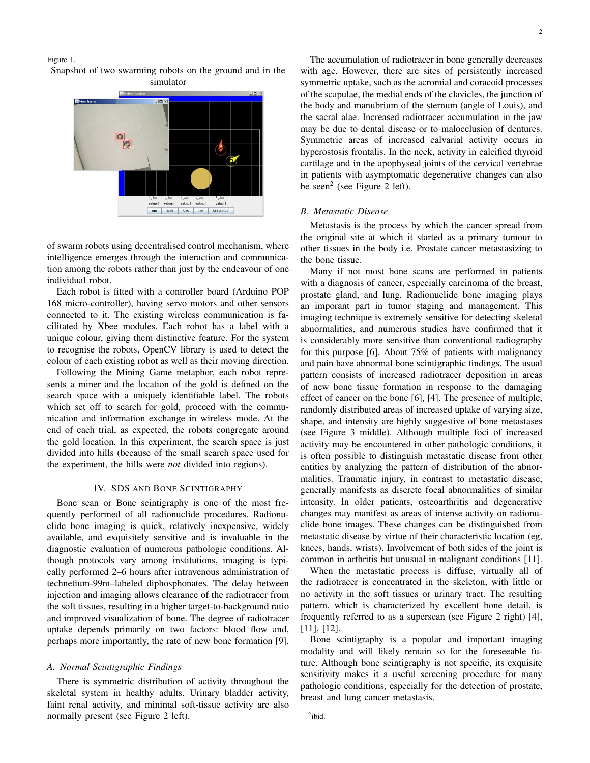Figure 1.
Snapshot of two swarming robots on the ground and in the simulator

of swarm robots using decentralised control mechanism, where intelligence emerges through the interaction and communication among the robots rather than just by the endeavour of one individual robot.

Each robot is fitted with a controller board (Arduino POP 168 micro-controller), having servo motors and other sensors connected to it. The existing wireless communication is facilitated by Xbee modules. Each robot has a label with a unique colour, giving them distinctive feature. For the system to recognise the robots, OpenCV library is used to detect the colour of each existing robot as well as their moving direction.

Following the Mining Game metaphor, each robot represents a miner and the location of the gold is defined on the search space with a uniquely identifiable label. The robots which set off to search for gold, proceed with the communication and information exchange in wireless mode. At the end of each trial, as expected, the robots congregate around the gold location. In this experiment, the search space is just divided into hills (because of the small search space used for the experiment, the hills were *not* divided into regions).

## IV. SDS and Bone Scintigraphy

Bone scan or Bone scintigraphy is one of the most frequently performed of all radionuclide procedures. Radionuclide bone imaging is quick, relatively inexpensive, widely available, and exquisitely sensitive and is invaluable in the diagnostic evaluation of numerous pathologic conditions. Although protocols vary among institutions, imaging is typically performed 2–6 hours after intravenous administration of technetium-99m–labeled diphosphonates. The delay between injection and imaging allows clearance of the radiotracer from the soft tissues, resulting in a higher target-to-background ratio and improved visualization of bone. The degree of radiotracer uptake depends primarily on two factors: blood flow and, perhaps more importantly, the rate of new bone formation [9].

### A. Normal Scintigraphic Findings

There is symmetric distribution of activity throughout the skeletal system in healthy adults. Urinary bladder activity, faint renal activity, and minimal soft-tissue activity are also normally present (see Figure 2 left).

The accumulation of radiotracer in bone generally decreases with age. However, there are sites of persistently increased symmetric uptake, such as the acromial and coracoid processes of the scapulae, the medial ends of the clavicles, the junction of the body and manubrium of the sternum (angle of Louis), and the sacral alae. Increased radiotracer accumulation in the jaw may be due to dental disease or to malocclusion of dentures. Symmetric areas of increased calvarial activity occur in hyperostosis frontalis. In the neck, activity in calcified thyroid cartilage and in the apophyseal joints of the cervical vertebrae in patients with asymptomatic degenerative changes can also be seen[2] (see Figure 2 left).

### B. Metastatic Disease

Metastasis is the process by which the cancer spread from the original site at which it started as a primary tumour to other tissues in the body i.e. Prostate cancer metastasizing to the bone tissue.

Many if not most bone scans are performed in patients with a diagnosis of cancer, especially carcinoma of the breast, prostate gland, and lung. Radionuclide bone imaging plays an imporant part in tumor staging and management. This imaging technique is extremely sensitive for detecting skeletal abnormalities, and numerous studies have confirmed that it is considerably more sensitive than conventional radiography for this purpose [6]. About 75% of patients with malignancy and pain have abnormal bone scintigraphic findings. The usual pattern consists of increased radiotracer deposition in areas of new bone tissue formation in response to the damaging effect of cancer on the bone [6], [4]. The presence of multiple, randomly distributed areas of increased uptake of varying size, shape, and intensity are highly suggestive of bone metastases (see Figure 3 middle). Although multiple foci of increased activity may be encountered in other pathologic conditions, it is often possible to distinguish metastatic disease from other entities by analyzing the pattern of distribution of the abnormalities. Traumatic injury, in contrast to metastatic disease, generally manifests as discrete focal abnormalities of similar intensity. In older patients, osteoarthritis and degenerative changes may manifest as areas of intense activity on radionuclide bone images. These changes can be distinguished from metastatic disease by virtue of their characteristic location (eg, knees, hands, wrists). Involvement of both sides of the joint is common in arthritis but unusual in malignant conditions [11].

When the metastatic process is diffuse, virtually all of the radiotracer is concentrated in the skeleton, with little or no activity in the soft tissues or urinary tract. The resulting pattern, which is characterized by excellent bone detail, is frequently referred to as a superscan (see Figure 2 right) [4], [11], [12].

Bone scintigraphy is a popular and important imaging modality and will likely remain so for the foreseeable future. Although bone scintigraphy is not specific, its exquisite sensitivity makes it a useful screening procedure for many pathologic conditions, especially for the detection of prostate, breast and lung cancer metastasis.

[2] ibid.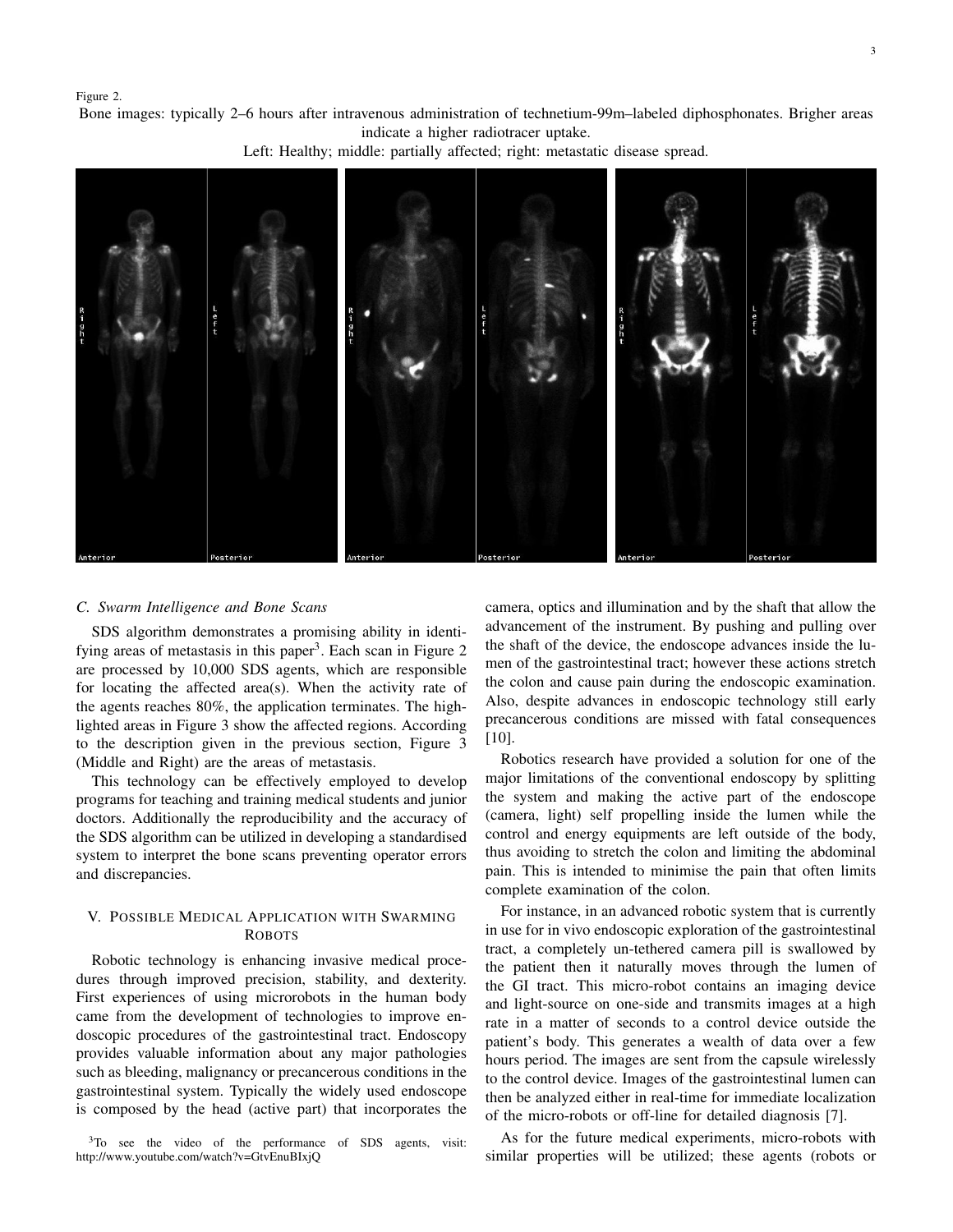Figure 2.

Bone images: typically 2–6 hours after intravenous administration of technetium-99m–labeled diphosphonates. Brigher areas indicate a higher radiotracer uptake.

Left: Healthy; middle: partially affected; right: metastatic disease spread.

### C. Swarm Intelligence and Bone Scans

SDS algorithm demonstrates a promising ability in identifying areas of metastasis in this paper[3]. Each scan in Figure 2 are processed by 10,000 SDS agents, which are responsible for locating the affected area(s). When the activity rate of the agents reaches 80%, the application terminates. The highlighted areas in Figure 3 show the affected regions. According to the description given in the previous section, Figure 3 (Middle and Right) are the areas of metastasis.

This technology can be effectively employed to develop programs for teaching and training medical students and junior doctors. Additionally the reproducibility and the accuracy of the SDS algorithm can be utilized in developing a standardised system to interpret the bone scans preventing operator errors and discrepancies.

## V. Possible Medical Application with Swarming Robots

Robotic technology is enhancing invasive medical procedures through improved precision, stability, and dexterity. First experiences of using microrobots in the human body came from the development of technologies to improve endoscopic procedures of the gastrointestinal tract. Endoscopy provides valuable information about any major pathologies such as bleeding, malignancy or precancerous conditions in the gastrointestinal system. Typically the widely used endoscope is composed by the head (active part) that incorporates the camera, optics and illumination and by the shaft that allow the advancement of the instrument. By pushing and pulling over the shaft of the device, the endoscope advances inside the lumen of the gastrointestinal tract; however these actions stretch the colon and cause pain during the endoscopic examination. Also, despite advances in endoscopic technology still early precancerous conditions are missed with fatal consequences [10].

Robotics research have provided a solution for one of the major limitations of the conventional endoscopy by splitting the system and making the active part of the endoscope (camera, light) self propelling inside the lumen while the control and energy equipments are left outside of the body, thus avoiding to stretch the colon and limiting the abdominal pain. This is intended to minimise the pain that often limits complete examination of the colon.

For instance, in an advanced robotic system that is currently in use for in vivo endoscopic exploration of the gastrointestinal tract, a completely un-tethered camera pill is swallowed by the patient then it naturally moves through the lumen of the GI tract. This micro-robot contains an imaging device and light-source on one-side and transmits images at a high rate in a matter of seconds to a control device outside the patient's body. This generates a wealth of data over a few hours period. The images are sent from the capsule wirelessly to the control device. Images of the gastrointestinal lumen can then be analyzed either in real-time for immediate localization of the micro-robots or off-line for detailed diagnosis [7].

As for the future medical experiments, micro-robots with similar properties will be utilized; these agents (robots or

[3]To see the video of the performance of SDS agents, visit: http://www.youtube.com/watch?v=GtvEnuBIxjQ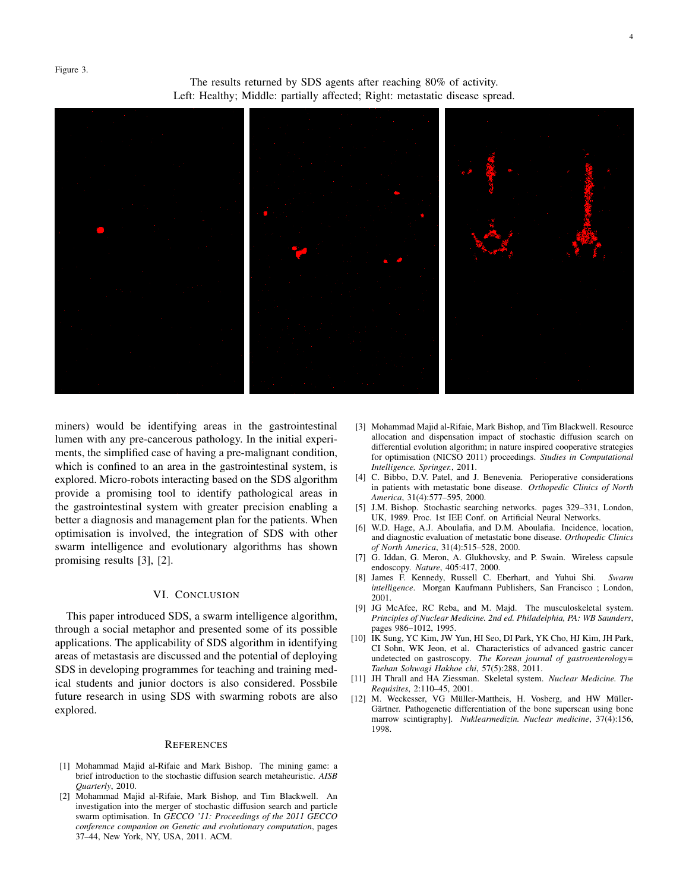Figure 3.

The results returned by SDS agents after reaching 80% of activity.
Left: Healthy; Middle: partially affected; Right: metastatic disease spread.

miners) would be identifying areas in the gastrointestinal lumen with any pre-cancerous pathology. In the initial experiments, the simplified case of having a pre-malignant condition, which is confined to an area in the gastrointestinal system, is explored. Micro-robots interacting based on the SDS algorithm provide a promising tool to identify pathological areas in the gastrointestinal system with greater precision enabling a better a diagnosis and management plan for the patients. When optimisation is involved, the integration of SDS with other swarm intelligence and evolutionary algorithms has shown promising results [3], [2].

## VI. Conclusion

This paper introduced SDS, a swarm intelligence algorithm, through a social metaphor and presented some of its possible applications. The applicability of SDS algorithm in identifying areas of metastasis are discussed and the potential of deploying SDS in developing programmes for teaching and training medical students and junior doctors is also considered. Possbile future research in using SDS with swarming robots are also explored.

## References

[1] Mohammad Majid al-Rifaie and Mark Bishop. The mining game: a brief introduction to the stochastic diffusion search metaheuristic. *AISB Quarterly*, 2010.

[2] Mohammad Majid al-Rifaie, Mark Bishop, and Tim Blackwell. An investigation into the merger of stochastic diffusion search and particle swarm optimisation. In *GECCO '11: Proceedings of the 2011 GECCO conference companion on Genetic and evolutionary computation*, pages 37–44, New York, NY, USA, 2011. ACM.

[3] Mohammad Majid al-Rifaie, Mark Bishop, and Tim Blackwell. Resource allocation and dispensation impact of stochastic diffusion search on differential evolution algorithm; in nature inspired cooperative strategies for optimisation (NICSO 2011) proceedings. *Studies in Computational Intelligence. Springer.*, 2011.

[4] C. Bibbo, D.V. Patel, and J. Benevenia. Perioperative considerations in patients with metastatic bone disease. *Orthopedic Clinics of North America*, 31(4):577–595, 2000.

[5] J.M. Bishop. Stochastic searching networks. pages 329–331, London, UK, 1989. Proc. 1st IEE Conf. on Artificial Neural Networks.

[6] W.D. Hage, A.J. Aboulafia, and D.M. Aboulafia. Incidence, location, and diagnostic evaluation of metastatic bone disease. *Orthopedic Clinics of North America*, 31(4):515–528, 2000.

[7] G. Iddan, G. Meron, A. Glukhovsky, and P. Swain. Wireless capsule endoscopy. *Nature*, 405:417, 2000.

[8] James F. Kennedy, Russell C. Eberhart, and Yuhui Shi. *Swarm intelligence*. Morgan Kaufmann Publishers, San Francisco ; London, 2001.

[9] JG McAfee, RC Reba, and M. Majd. The musculoskeletal system. *Principles of Nuclear Medicine. 2nd ed. Philadelphia, PA: WB Saunders*, pages 986–1012, 1995.

[10] IK Sung, YC Kim, JW Yun, HI Seo, DI Park, YK Cho, HJ Kim, JH Park, CI Sohn, WK Jeon, et al. Characteristics of advanced gastric cancer undetected on gastroscopy. *The Korean journal of gastroenterology= Taehan Sohwagi Hakhoe chi*, 57(5):288, 2011.

[11] JH Thrall and HA Ziessman. Skeletal system. *Nuclear Medicine. The Requisites*, 2:110–45, 2001.

[12] M. Weckesser, VG Müller-Mattheis, H. Vosberg, and HW Müller-Gärtner. Pathogenetic differentiation of the bone superscan using bone marrow scintigraphy]. *Nuklearmedizin. Nuclear medicine*, 37(4):156, 1998.